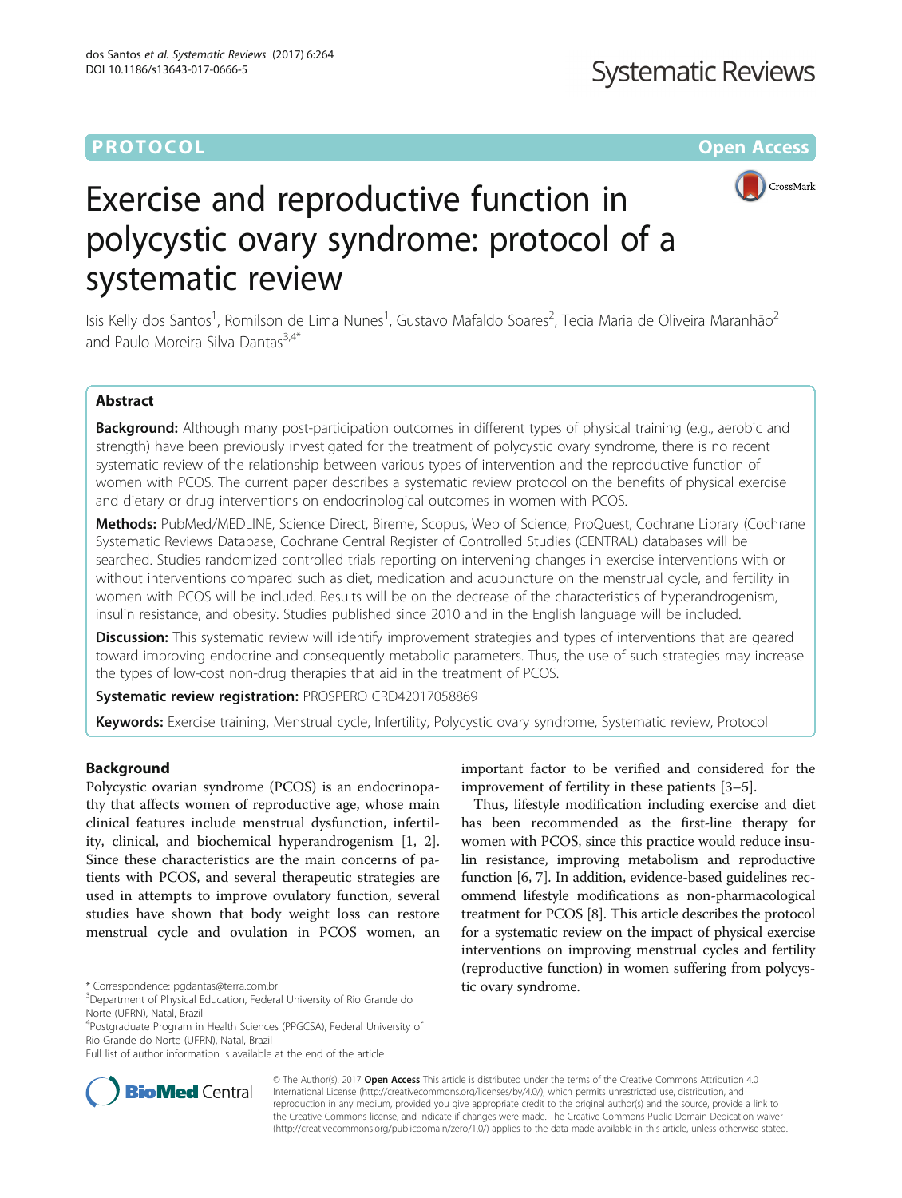PROTOCOL **Open Access**

# Exercise and reproductive function in polycystic ovary syndrome: protocol of a systematic review

Isis Kelly dos Santos[1], Romilson de Lima Nunes[1], Gustavo Mafaldo Soares[2], Tecia Maria de Oliveira Maranhão[2] and Paulo Moreira Silva Dantas[3,4*]

## Abstract

**Background:** Although many post-participation outcomes in different types of physical training (e.g., aerobic and strength) have been previously investigated for the treatment of polycystic ovary syndrome, there is no recent systematic review of the relationship between various types of intervention and the reproductive function of women with PCOS. The current paper describes a systematic review protocol on the benefits of physical exercise and dietary or drug interventions on endocrinological outcomes in women with PCOS.

**Methods:** PubMed/MEDLINE, Science Direct, Bireme, Scopus, Web of Science, ProQuest, Cochrane Library (Cochrane Systematic Reviews Database, Cochrane Central Register of Controlled Studies (CENTRAL) databases will be searched. Studies randomized controlled trials reporting on intervening changes in exercise interventions with or without interventions compared such as diet, medication and acupuncture on the menstrual cycle, and fertility in women with PCOS will be included. Results will be on the decrease of the characteristics of hyperandrogenism, insulin resistance, and obesity. Studies published since 2010 and in the English language will be included.

**Discussion:** This systematic review will identify improvement strategies and types of interventions that are geared toward improving endocrine and consequently metabolic parameters. Thus, the use of such strategies may increase the types of low-cost non-drug therapies that aid in the treatment of PCOS.

**Systematic review registration:** PROSPERO CRD42017058869

**Keywords:** Exercise training, Menstrual cycle, Infertility, Polycystic ovary syndrome, Systematic review, Protocol

## Background

Polycystic ovarian syndrome (PCOS) is an endocrinopathy that affects women of reproductive age, whose main clinical features include menstrual dysfunction, infertility, clinical, and biochemical hyperandrogenism [1, 2]. Since these characteristics are the main concerns of patients with PCOS, and several therapeutic strategies are used in attempts to improve ovulatory function, several studies have shown that body weight loss can restore menstrual cycle and ovulation in PCOS women, an important factor to be verified and considered for the improvement of fertility in these patients [3–5].

Thus, lifestyle modification including exercise and diet has been recommended as the first-line therapy for women with PCOS, since this practice would reduce insulin resistance, improving metabolism and reproductive function [6, 7]. In addition, evidence-based guidelines recommend lifestyle modifications as non-pharmacological treatment for PCOS [8]. This article describes the protocol for a systematic review on the impact of physical exercise interventions on improving menstrual cycles and fertility (reproductive function) in women suffering from polycystic ovary syndrome.

\* Correspondence: pgdantas@terra.com.br

[3]Department of Physical Education, Federal University of Rio Grande do Norte (UFRN), Natal, Brazil

[4]Postgraduate Program in Health Sciences (PPGCSA), Federal University of Rio Grande do Norte (UFRN), Natal, Brazil

Full list of author information is available at the end of the article

© The Author(s). 2017 **Open Access** This article is distributed under the terms of the Creative Commons Attribution 4.0 International License (http://creativecommons.org/licenses/by/4.0/), which permits unrestricted use, distribution, and reproduction in any medium, provided you give appropriate credit to the original author(s) and the source, provide a link to the Creative Commons license, and indicate if changes were made. The Creative Commons Public Domain Dedication waiver (http://creativecommons.org/publicdomain/zero/1.0/) applies to the data made available in this article, unless otherwise stated.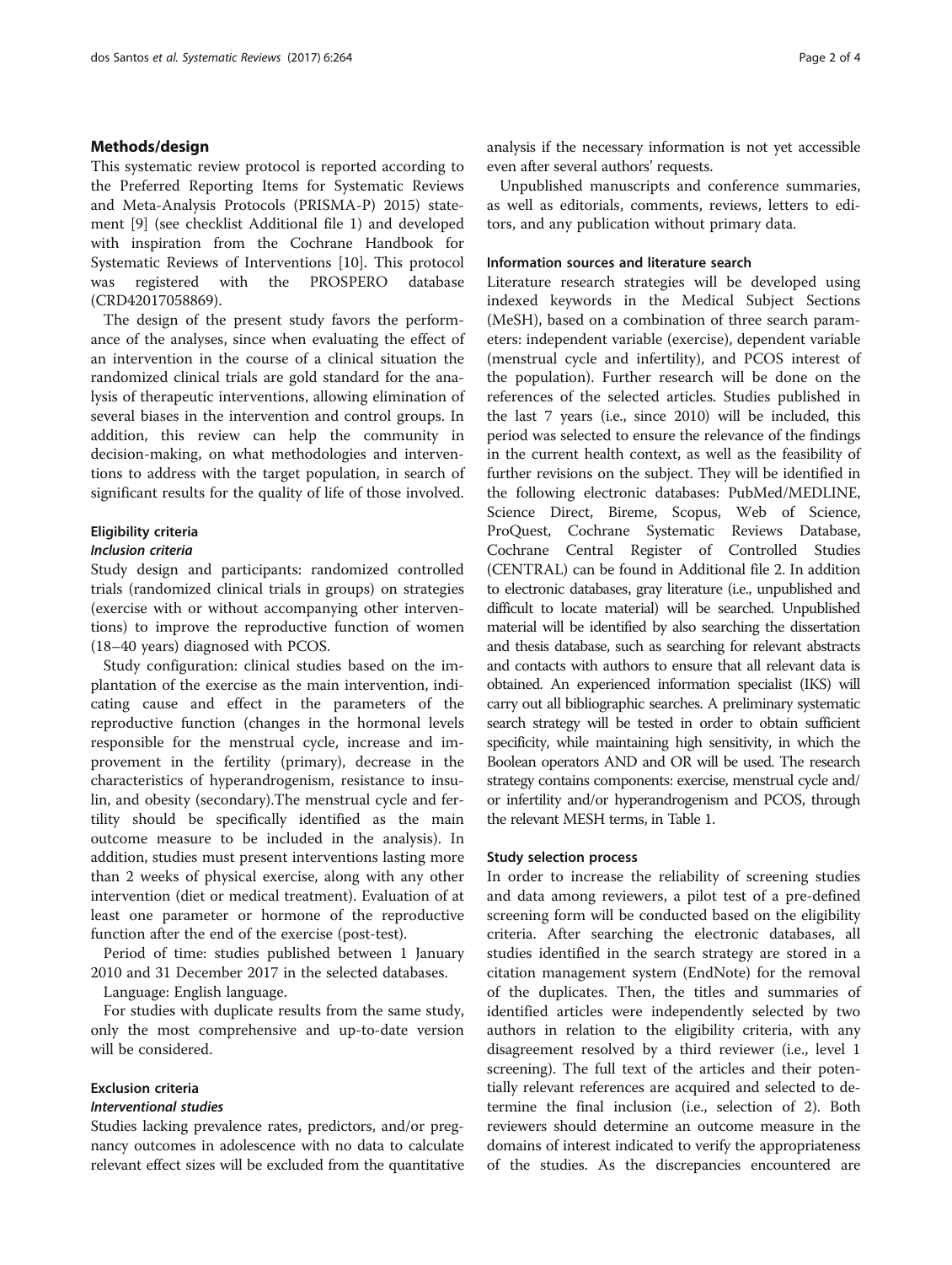## Methods/design

This systematic review protocol is reported according to the Preferred Reporting Items for Systematic Reviews and Meta-Analysis Protocols (PRISMA-P) 2015) statement [9] (see checklist Additional file 1) and developed with inspiration from the Cochrane Handbook for Systematic Reviews of Interventions [10]. This protocol was registered with the PROSPERO database (CRD42017058869).

The design of the present study favors the performance of the analyses, since when evaluating the effect of an intervention in the course of a clinical situation the randomized clinical trials are gold standard for the analysis of therapeutic interventions, allowing elimination of several biases in the intervention and control groups. In addition, this review can help the community in decision-making, on what methodologies and interventions to address with the target population, in search of significant results for the quality of life of those involved.

### Eligibility criteria

#### Inclusion criteria

Study design and participants: randomized controlled trials (randomized clinical trials in groups) on strategies (exercise with or without accompanying other interventions) to improve the reproductive function of women (18–40 years) diagnosed with PCOS.

Study configuration: clinical studies based on the implantation of the exercise as the main intervention, indicating cause and effect in the parameters of the reproductive function (changes in the hormonal levels responsible for the menstrual cycle, increase and improvement in the fertility (primary), decrease in the characteristics of hyperandrogenism, resistance to insulin, and obesity (secondary).The menstrual cycle and fertility should be specifically identified as the main outcome measure to be included in the analysis). In addition, studies must present interventions lasting more than 2 weeks of physical exercise, along with any other intervention (diet or medical treatment). Evaluation of at least one parameter or hormone of the reproductive function after the end of the exercise (post-test).

Period of time: studies published between 1 January 2010 and 31 December 2017 in the selected databases.

Language: English language.

For studies with duplicate results from the same study, only the most comprehensive and up-to-date version will be considered.

### Exclusion criteria

#### Interventional studies

Studies lacking prevalence rates, predictors, and/or pregnancy outcomes in adolescence with no data to calculate relevant effect sizes will be excluded from the quantitative analysis if the necessary information is not yet accessible even after several authors' requests.

Unpublished manuscripts and conference summaries, as well as editorials, comments, reviews, letters to editors, and any publication without primary data.

### Information sources and literature search

Literature research strategies will be developed using indexed keywords in the Medical Subject Sections (MeSH), based on a combination of three search parameters: independent variable (exercise), dependent variable (menstrual cycle and infertility), and PCOS interest of the population). Further research will be done on the references of the selected articles. Studies published in the last 7 years (i.e., since 2010) will be included, this period was selected to ensure the relevance of the findings in the current health context, as well as the feasibility of further revisions on the subject. They will be identified in the following electronic databases: PubMed/MEDLINE, Science Direct, Bireme, Scopus, Web of Science, ProQuest, Cochrane Systematic Reviews Database, Cochrane Central Register of Controlled Studies (CENTRAL) can be found in Additional file 2. In addition to electronic databases, gray literature (i.e., unpublished and difficult to locate material) will be searched. Unpublished material will be identified by also searching the dissertation and thesis database, such as searching for relevant abstracts and contacts with authors to ensure that all relevant data is obtained. An experienced information specialist (IKS) will carry out all bibliographic searches. A preliminary systematic search strategy will be tested in order to obtain sufficient specificity, while maintaining high sensitivity, in which the Boolean operators AND and OR will be used. The research strategy contains components: exercise, menstrual cycle and/or infertility and/or hyperandrogenism and PCOS, through the relevant MESH terms, in Table 1.

### Study selection process

In order to increase the reliability of screening studies and data among reviewers, a pilot test of a pre-defined screening form will be conducted based on the eligibility criteria. After searching the electronic databases, all studies identified in the search strategy are stored in a citation management system (EndNote) for the removal of the duplicates. Then, the titles and summaries of identified articles were independently selected by two authors in relation to the eligibility criteria, with any disagreement resolved by a third reviewer (i.e., level 1 screening). The full text of the articles and their potentially relevant references are acquired and selected to determine the final inclusion (i.e., selection of 2). Both reviewers should determine an outcome measure in the domains of interest indicated to verify the appropriateness of the studies. As the discrepancies encountered are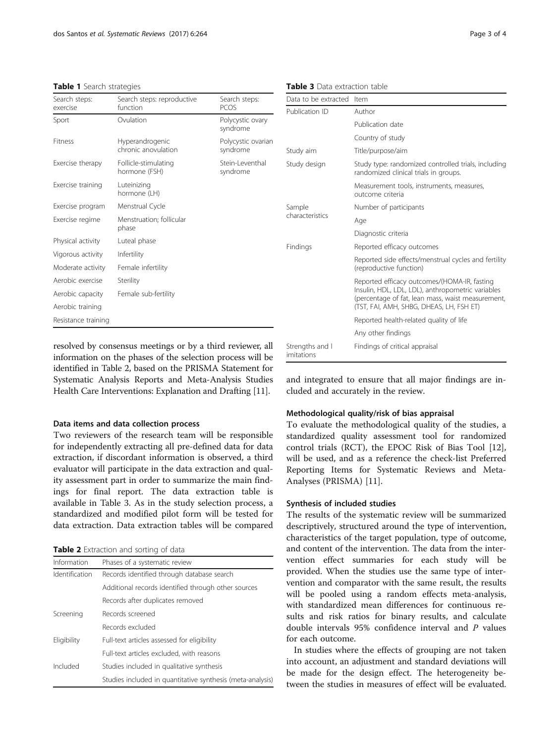**Table 1** Search strategies

| Search steps: exercise | Search steps: reproductive function | Search steps: PCOS |
|---|---|---|
| Sport | Ovulation | Polycystic ovary syndrome |
| Fitness | Hyperandrogenic chronic anovulation | Polycystic ovarian syndrome |
| Exercise therapy | Follicle-stimulating hormone (FSH) | Stein-Leventhal syndrome |
| Exercise training | Luteinizing hormone (LH) | |
| Exercise program | Menstrual Cycle | |
| Exercise regime | Menstruation; follicular phase | |
| Physical activity | Luteal phase | |
| Vigorous activity | Infertility | |
| Moderate activity | Female infertility | |
| Aerobic exercise | Sterility | |
| Aerobic capacity | Female sub-fertility | |
| Aerobic training | | |
| Resistance training | | |

resolved by consensus meetings or by a third reviewer, all information on the phases of the selection process will be identified in Table 2, based on the PRISMA Statement for Systematic Analysis Reports and Meta-Analysis Studies Health Care Interventions: Explanation and Drafting [11].

### Data items and data collection process

Two reviewers of the research team will be responsible for independently extracting all pre-defined data for data extraction, if discordant information is observed, a third evaluator will participate in the data extraction and quality assessment part in order to summarize the main findings for final report. The data extraction table is available in Table 3. As in the study selection process, a standardized and modified pilot form will be tested for data extraction. Data extraction tables will be compared and integrated to ensure that all major findings are included and accurately in the review.

**Table 2** Extraction and sorting of data

| Information | Phases of a systematic review |
|---|---|
| Identification | Records identified through database search |
| | Additional records identified through other sources |
| | Records after duplicates removed |
| Screening | Records screened |
| | Records excluded |
| Eligibility | Full-text articles assessed for eligibility |
| | Full-text articles excluded, with reasons |
| Included | Studies included in qualitative synthesis |
| | Studies included in quantitative synthesis (meta-analysis) |

**Table 3** Data extraction table

| Data to be extracted | Item |
|---|---|
| Publication ID | Author |
| | Publication date |
| | Country of study |
| Study aim | Title/purpose/aim |
| Study design | Study type: randomized controlled trials, including randomized clinical trials in groups. |
| | Measurement tools, instruments, measures, outcome criteria |
| Sample characteristics | Number of participants |
| | Age |
| | Diagnostic criteria |
| Findings | Reported efficacy outcomes |
| | Reported side effects/menstrual cycles and fertility (reproductive function) |
| | Reported efficacy outcomes/(HOMA-IR, fasting Insulin, HDL, LDL, LDL), anthropometric variables (percentage of fat, lean mass, waist measurement, (TST, FAI, AMH, SHBG, DHEAS, LH, FSH ET) |
| | Reported health-related quality of life |
| | Any other findings |
| Strengths and l imitations | Findings of critical appraisal |

### Methodological quality/risk of bias appraisal

To evaluate the methodological quality of the studies, a standardized quality assessment tool for randomized control trials (RCT), the EPOC Risk of Bias Tool [12], will be used, and as a reference the check-list Preferred Reporting Items for Systematic Reviews and Meta-Analyses (PRISMA) [11].

### Synthesis of included studies

The results of the systematic review will be summarized descriptively, structured around the type of intervention, characteristics of the target population, type of outcome, and content of the intervention. The data from the intervention effect summaries for each study will be provided. When the studies use the same type of intervention and comparator with the same result, the results will be pooled using a random effects meta-analysis, with standardized mean differences for continuous results and risk ratios for binary results, and calculate double intervals 95% confidence interval and *P* values for each outcome.

In studies where the effects of grouping are not taken into account, an adjustment and standard deviations will be made for the design effect. The heterogeneity between the studies in measures of effect will be evaluated.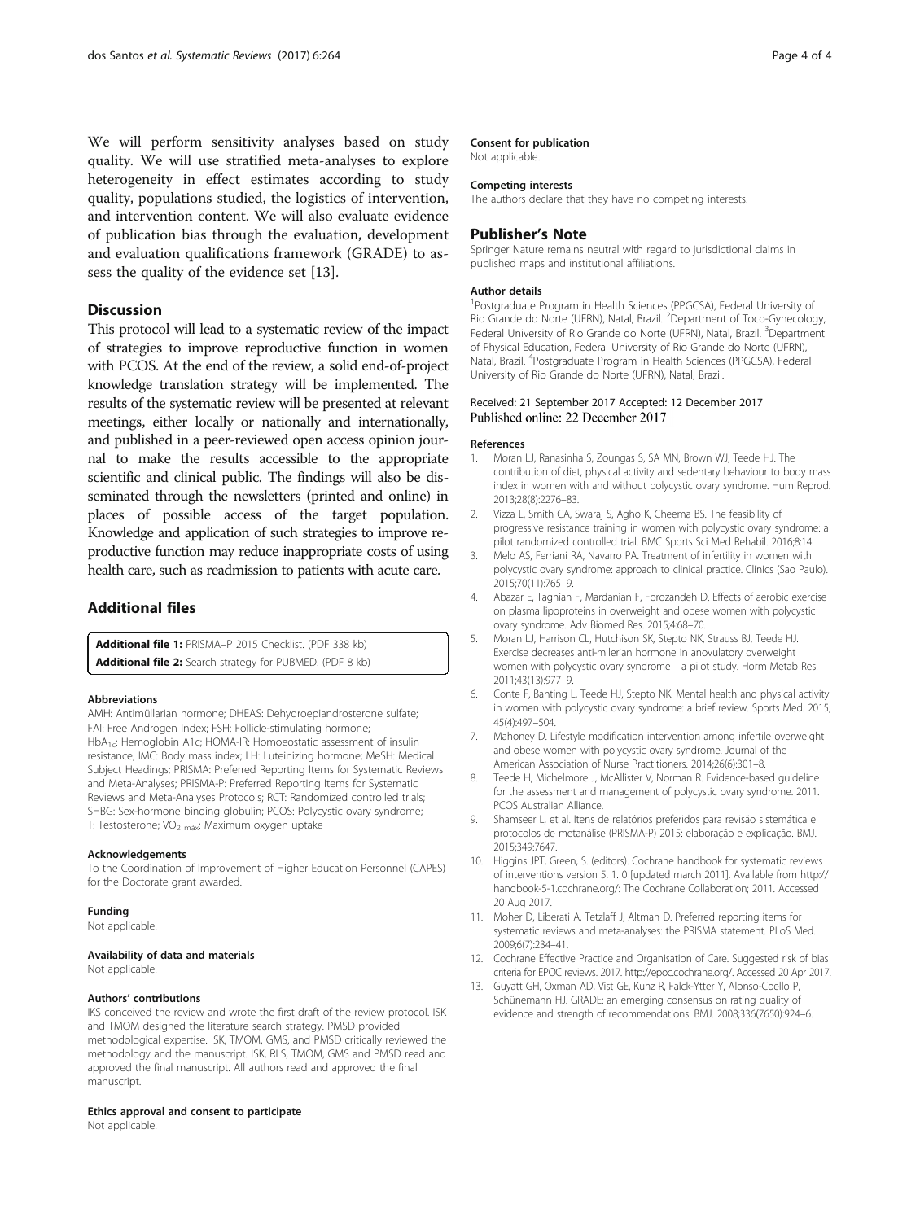We will perform sensitivity analyses based on study quality. We will use stratified meta-analyses to explore heterogeneity in effect estimates according to study quality, populations studied, the logistics of intervention, and intervention content. We will also evaluate evidence of publication bias through the evaluation, development and evaluation qualifications framework (GRADE) to assess the quality of the evidence set [13].

## Discussion

This protocol will lead to a systematic review of the impact of strategies to improve reproductive function in women with PCOS. At the end of the review, a solid end-of-project knowledge translation strategy will be implemented. The results of the systematic review will be presented at relevant meetings, either locally or nationally and internationally, and published in a peer-reviewed open access opinion journal to make the results accessible to the appropriate scientific and clinical public. The findings will also be disseminated through the newsletters (printed and online) in places of possible access of the target population. Knowledge and application of such strategies to improve reproductive function may reduce inappropriate costs of using health care, such as readmission to patients with acute care.

## Additional files

**Additional file 1:** PRISMA–P 2015 Checklist. (PDF 338 kb)
**Additional file 2:** Search strategy for PUBMED. (PDF 8 kb)

#### Abbreviations

AMH: Antimüllarian hormone; DHEAS: Dehydroepiandrosterone sulfate; FAI: Free Androgen Index; FSH: Follicle-stimulating hormone; $HbA_{1c}$: Hemoglobin A1c; HOMA-IR: Homoeostatic assessment of insulin resistance; IMC: Body mass index; LH: Luteinizing hormone; MeSH: Medical Subject Headings; PRISMA: Preferred Reporting Items for Systematic Reviews and Meta-Analyses; PRISMA-P: Preferred Reporting Items for Systematic Reviews and Meta-Analyses Protocols; RCT: Randomized controlled trials; SHBG: Sex-hormone binding globulin; PCOS: Polycystic ovary syndrome; T: Testosterone; $VO_{2\ máx}$: Maximum oxygen uptake

#### Acknowledgements

To the Coordination of Improvement of Higher Education Personnel (CAPES) for the Doctorate grant awarded.

#### Funding

Not applicable.

#### Availability of data and materials

Not applicable.

#### Authors' contributions

IKS conceived the review and wrote the first draft of the review protocol. ISK and TMOM designed the literature search strategy. PMSD provided methodological expertise. ISK, TMOM, GMS, and PMSD critically reviewed the methodology and the manuscript. ISK, RLS, TMOM, GMS and PMSD read and approved the final manuscript. All authors read and approved the final manuscript.

#### Ethics approval and consent to participate

Not applicable.

#### Consent for publication

Not applicable.

#### Competing interests

The authors declare that they have no competing interests.

### Publisher's Note

Springer Nature remains neutral with regard to jurisdictional claims in published maps and institutional affiliations.

#### Author details

[1]Postgraduate Program in Health Sciences (PPGCSA), Federal University of Rio Grande do Norte (UFRN), Natal, Brazil. [2]Department of Toco-Gynecology, Federal University of Rio Grande do Norte (UFRN), Natal, Brazil. [3]Department of Physical Education, Federal University of Rio Grande do Norte (UFRN), Natal, Brazil. [4]Postgraduate Program in Health Sciences (PPGCSA), Federal University of Rio Grande do Norte (UFRN), Natal, Brazil.

Received: 21 September 2017 Accepted: 12 December 2017
Published online: 22 December 2017

#### References

1. Moran LJ, Ranasinha S, Zoungas S, SA MN, Brown WJ, Teede HJ. The contribution of diet, physical activity and sedentary behaviour to body mass index in women with and without polycystic ovary syndrome. Hum Reprod. 2013;28(8):2276–83.
2. Vizza L, Smith CA, Swaraj S, Agho K, Cheema BS. The feasibility of progressive resistance training in women with polycystic ovary syndrome: a pilot randomized controlled trial. BMC Sports Sci Med Rehabil. 2016;8:14.
3. Melo AS, Ferriani RA, Navarro PA. Treatment of infertility in women with polycystic ovary syndrome: approach to clinical practice. Clinics (Sao Paulo). 2015;70(11):765–9.
4. Abazar E, Taghian F, Mardanian F, Forozandeh D. Effects of aerobic exercise on plasma lipoproteins in overweight and obese women with polycystic ovary syndrome. Adv Biomed Res. 2015;4:68–70.
5. Moran LJ, Harrison CL, Hutchison SK, Stepto NK, Strauss BJ, Teede HJ. Exercise decreases anti-mllerian hormone in anovulatory overweight women with polycystic ovary syndrome—a pilot study. Horm Metab Res. 2011;43(13):977–9.
6. Conte F, Banting L, Teede HJ, Stepto NK. Mental health and physical activity in women with polycystic ovary syndrome: a brief review. Sports Med. 2015; 45(4):497–504.
7. Mahoney D. Lifestyle modification intervention among infertile overweight and obese women with polycystic ovary syndrome. Journal of the American Association of Nurse Practitioners. 2014;26(6):301–8.
8. Teede H, Michelmore J, McAllister V, Norman R. Evidence-based guideline for the assessment and management of polycystic ovary syndrome. 2011. PCOS Australian Alliance.
9. Shamseer L, et al. Itens de relatórios preferidos para revisão sistemática e protocolos de metanálise (PRISMA-P) 2015: elaboração e explicação. BMJ. 2015;349:7647.
10. Higgins JPT, Green, S. (editors). Cochrane handbook for systematic reviews of interventions version 5. 1. 0 [updated march 2011]. Available from http://handbook-5-1.cochrane.org/: The Cochrane Collaboration; 2011. Accessed 20 Aug 2017.
11. Moher D, Liberati A, Tetzlaff J, Altman D. Preferred reporting items for systematic reviews and meta-analyses: the PRISMA statement. PLoS Med. 2009;6(7):234–41.
12. Cochrane Effective Practice and Organisation of Care. Suggested risk of bias criteria for EPOC reviews. 2017. http://epoc.cochrane.org/. Accessed 20 Apr 2017.
13. Guyatt GH, Oxman AD, Vist GE, Kunz R, Falck-Ytter Y, Alonso-Coello P, Schünemann HJ. GRADE: an emerging consensus on rating quality of evidence and strength of recommendations. BMJ. 2008;336(7650):924–6.